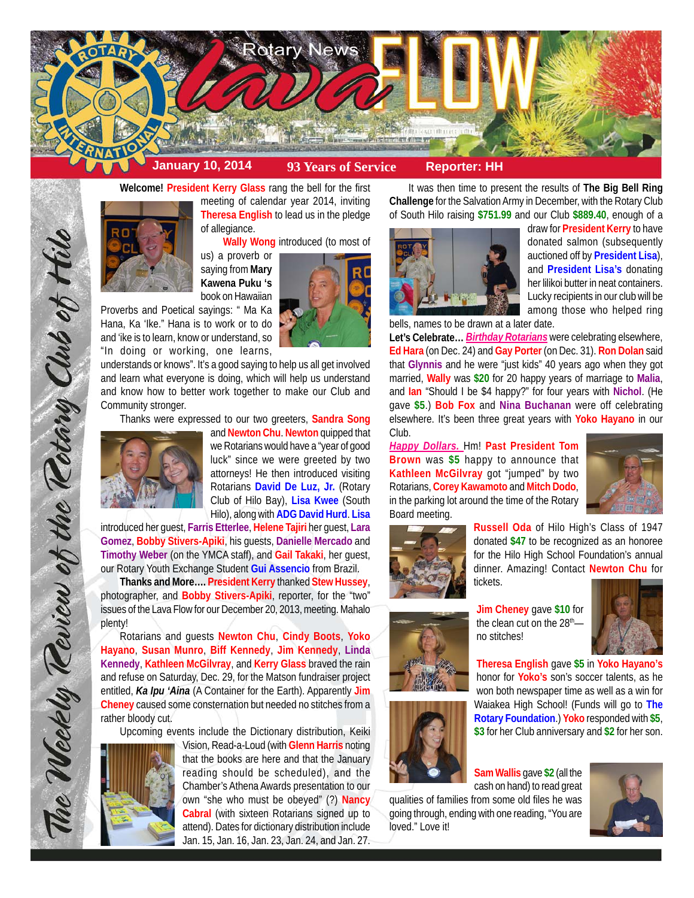# Rotary News Lava FLOW

**January 10, 2014** | **93 Years of Service** | **Reporter: HH**

*The Weekly Review of the Rotary Club of Hilo*

**Welcome!** President Kerry Glass rang the bell for the first meeting of calendar year 2014, inviting Theresa English to lead us in the pledge of allegiance.

Wally Wong introduced (to most of us) a proverb or saying from **Mary Kawena Puku 's** book on Hawaiian Proverbs and Poetical sayings: " Ma Ka Hana, Ka 'Ike." Hana is to work or to do and 'ike is to learn, know or understand, so "In doing or working, one learns, understands or knows". It's a good saying to help us all get involved and learn what everyone is doing, which will help us understand and know how to better work together to make our Club and Community stronger.

Thanks were expressed to our two greeters, Sandra Song and Newton Chu. Newton quipped that we Rotarians would have a "year of good luck" since we were greeted by two attorneys! He then introduced visiting Rotarians David De Luz, Jr. (Rotary Club of Hilo Bay), Lisa Kwee (South Hilo), along with ADG David Hurd. Lisa introduced her guest, Farris Etterlee, Helene Tajiri her guest, Lara Gomez, Bobby Stivers-Apiki, his guests, Danielle Mercado and Timothy Weber (on the YMCA staff), and Gail Takaki, her guest, our Rotary Youth Exchange Student Gui Assencio from Brazil.

**Thanks and More….** President Kerry thanked Stew Hussey, photographer, and Bobby Stivers-Apiki, reporter, for the "two" issues of the Lava Flow for our December 20, 2013, meeting. Mahalo plenty!

Rotarians and guests Newton Chu, Cindy Boots, Yoko Hayano, Susan Munro, Biff Kennedy, Jim Kennedy, Linda Kennedy, Kathleen McGilvray, and Kerry Glass braved the rain and refuse on Saturday, Dec. 29, for the Matson fundraiser project entitled, ***Ka Ipu 'Aina*** (A Container for the Earth). Apparently Jim Cheney caused some consternation but needed no stitches from a rather bloody cut.

Upcoming events include the Dictionary distribution, Keiki Vision, Read-a-Loud (with Glenn Harris noting that the books are here and that the January reading should be scheduled), and the Chamber's Athena Awards presentation to our own "she who must be obeyed" (?) Nancy Cabral (with sixteen Rotarians signed up to attend). Dates for dictionary distribution include Jan. 15, Jan. 16, Jan. 23, Jan. 24, and Jan. 27.

It was then time to present the results of **The Big Bell Ring Challenge** for the Salvation Army in December, with the Rotary Club of South Hilo raising **$751.99** and our Club **$889.40**, enough of a draw for President Kerry to have donated salmon (subsequently auctioned off by President Lisa), and President Lisa's donating her lilikoi butter in neat containers. Lucky recipients in our club will be among those who helped ring bells, names to be drawn at a later date.

**Let's Celebrate…** ***Birthday Rotarians*** were celebrating elsewhere, Ed Hara (on Dec. 24) and Gay Porter (on Dec. 31). Ron Dolan said that Glynnis and he were "just kids" 40 years ago when they got married, Wally was **$20** for 20 happy years of marriage to Malia, and Ian "Should I be $4 happy?" for four years with Nichol. (He gave **$5**.) Bob Fox and Nina Buchanan were off celebrating elsewhere. It's been three great years with Yoko Hayano in our Club.

***Happy Dollars.*** Hm! Past President Tom Brown was **$5** happy to announce that Kathleen McGilvray got "jumped" by two Rotarians, Corey Kawamoto and Mitch Dodo, in the parking lot around the time of the Rotary Board meeting.

Russell Oda of Hilo High's Class of 1947 donated **$47** to be recognized as an honoree for the Hilo High School Foundation's annual dinner. Amazing! Contact Newton Chu for tickets.

Jim Cheney gave **$10** for the clean cut on the 28th—no stitches!

Theresa English gave **$5** in Yoko Hayano's honor for Yoko's son's soccer talents, as he won both newspaper time as well as a win for Waiakea High School! (Funds will go to The Rotary Foundation.) Yoko responded with **$5**, **$3** for her Club anniversary and **$2** for her son.

Sam Wallis gave **$2** (all the cash on hand) to read great qualities of families from some old files he was going through, ending with one reading, "You are loved." Love it!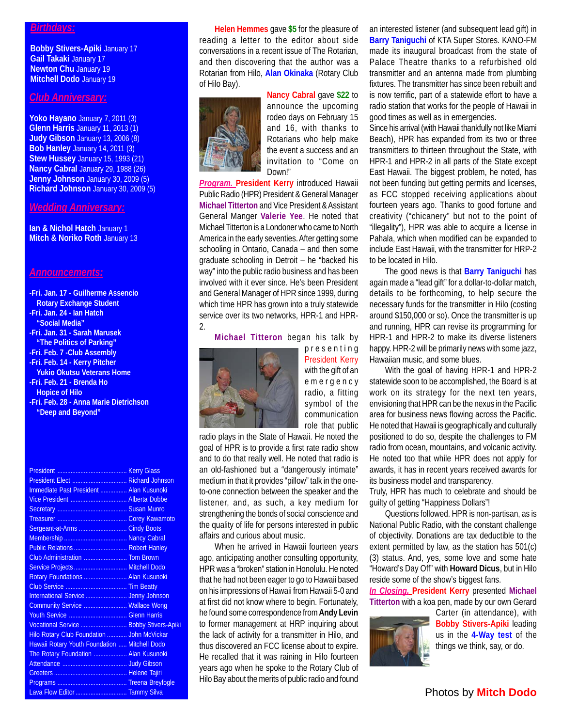## *Birthdays:*

**Bobby Stivers-Apiki** January 17
**Gail Takaki** January 17
**Newton Chu** January 19
**Mitchell Dodo** January 19

## *Club Anniversary:*

**Yoko Hayano** January 7, 2011 (3)
**Glenn Harris** January 11, 2013 (1)
**Judy Gibson** January 13, 2006 (8)
**Bob Hanley** January 14, 2011 (3)
**Stew Hussey** January 15, 1993 (21)
**Nancy Cabral** January 29, 1988 (26)
**Jenny Johnson** January 30, 2009 (5)
**Richard Johnson** January 30, 2009 (5)

## *Wedding Anniversary:*

**Ian & Nichol Hatch** January 1
**Mitch & Noriko Roth** January 13

## *Announcements:*

- **Fri. Jan. 17 - Guilherme Ascensio Rotary Exchange Student**
- **Fri. Jan. 24 - Ian Hatch "Social Media"**
- **Fri. Jan. 31 - Sarah Marusek "The Politics of Parking"**
- **Fri. Feb. 7 - Club Assembly**
- **Fri. Feb. 14 - Kerry Pitcher Yukio Okutsu Veterans Home**
- **Fri. Feb. 21 - Brenda Ho Hopice of Hilo**
- **Fri. Feb. 28 - Anna Marie Dietrichson "Deep and Beyond"**

| | |
|---|---|
| President | Kerry Glass |
| President Elect | Richard Johnson |
| Immediate Past President | Alan Kusunoki |
| Vice President | Alberta Dobbe |
| Secretary | Susan Munro |
| Treasurer | Corey Kawamoto |
| Sergeant-at-Arms | Cindy Boots |
| Membership | Nancy Cabral |
| Public Relations | Robert Hanley |
| Club Administration | Tom Brown |
| Service Projects | Mitchell Dodo |
| Rotary Foundations | Alan Kusunoki |
| Club Service | Tim Beatty |
| International Service | Jenny Johnson |
| Community Service | Wallace Wong |
| Youth Service | Glenn Harris |
| Vocational Service | Bobby Stivers-Apiki |
| Hilo Rotary Club Foundation | John McVickar |
| Hawaii Rotary Youth Foundation | Mitchell Dodo |
| The Rotary Foundation | Alan Kusunoki |
| Attendance | Judy Gibson |
| Greeters | Helene Tajiri |
| Programs | Treena Breyfogle |
| Lava Flow Editor | Tammy Silva |

**Helen Hemmes** gave **$5** for the pleasure of reading a letter to the editor about side conversations in a recent issue of The Rotarian, and then discovering that the author was a Rotarian from Hilo, **Alan Okinaka** (Rotary Club of Hilo Bay).

**Nancy Cabral** gave **$22** to announce the upcoming rodeo days on February 15 and 16, with thanks to Rotarians who help make the event a success and an invitation to "Come on Down!"

***Program.*** **President Kerry** introduced Hawaii Public Radio (HPR) President & General Manager **Michael Titterton** and Vice President & Assistant General Manger **Valerie Yee**. He noted that Michael Titterton is a Londoner who came to North America in the early seventies. After getting some schooling in Ontario, Canada – and then some graduate schooling in Detroit – he "backed his way" into the public radio business and has been involved with it ever since. He's been President and General Manager of HPR since 1999, during which time HPR has grown into a truly statewide service over its two networks, HPR-1 and HPR-2.

**Michael Titterton** began his talk by presenting **President Kerry** with the gift of an emergency radio, a fitting symbol of the communication role that public radio plays in the State of Hawaii. He noted the goal of HPR is to provide a first rate radio show and to do that really well. He noted that radio is an old-fashioned but a "dangerously intimate" medium in that it provides "pillow" talk in the one-to-one connection between the speaker and the listener, and, as such, a key medium for strengthening the bonds of social conscience and the quality of life for persons interested in public affairs and curious about music.

When he arrived in Hawaii fourteen years ago, anticipating another consulting opportunity, HPR was a "broken" station in Honolulu. He noted that he had not been eager to go to Hawaii based on his impressions of Hawaii from Hawaii 5-0 and at first did not know where to begin. Fortunately, he found some correspondence from **Andy Levin** to former management at HRP inquiring about the lack of activity for a transmitter in Hilo, and thus discovered an FCC license about to expire. He recalled that it was raining in Hilo fourteen years ago when he spoke to the Rotary Club of Hilo Bay about the merits of public radio and found an interested listener (and subsequent lead gift) in **Barry Taniguchi** of KTA Super Stores. KANO-FM made its inaugural broadcast from the state of Palace Theatre thanks to a refurbished old transmitter and an antenna made from plumbing fixtures. The transmitter has since been rebuilt and is now terrific, part of a statewide effort to have a radio station that works for the people of Hawaii in good times as well as in emergencies.

Since his arrival (with Hawaii thankfully not like Miami Beach), HPR has expanded from its two or three transmitters to thirteen throughout the State, with HPR-1 and HPR-2 in all parts of the State except East Hawaii. The biggest problem, he noted, has not been funding but getting permits and licenses, as FCC stopped receiving applications about fourteen years ago. Thanks to good fortune and creativity ("chicanery" but not to the point of "illegality"), HPR was able to acquire a license in Pahala, which when modified can be expanded to include East Hawaii, with the transmitter for HRP-2 to be located in Hilo.

The good news is that **Barry Taniguchi** has again made a "lead gift" for a dollar-to-dollar match, details to be forthcoming, to help secure the necessary funds for the transmitter in Hilo (costing around $150,000 or so). Once the transmitter is up and running, HPR can revise its programming for HPR-1 and HPR-2 to make its diverse listeners happy. HPR-2 will be primarily news with some jazz, Hawaiian music, and some blues.

With the goal of having HPR-1 and HPR-2 statewide soon to be accomplished, the Board is at work on its strategy for the next ten years, envisioning that HPR can be the nexus in the Pacific area for business news flowing across the Pacific. He noted that Hawaii is geographically and culturally positioned to do so, despite the challenges to FM radio from ocean, mountains, and volcanic activity. He noted too that while HPR does not apply for awards, it has in recent years received awards for its business model and transparency.

Truly, HPR has much to celebrate and should be guilty of getting "Happiness Dollars"!

Questions followed. HPR is non-partisan, as is National Public Radio, with the constant challenge of objectivity. Donations are tax deductible to the extent permitted by law, as the station has 501(c)(3) status. And, yes, some love and some hate "Howard's Day Off" with **Howard Dicus**, but in Hilo reside some of the show's biggest fans.

***In Closing.*** **President Kerry** presented **Michael Titterton** with a koa pen, made by our own Gerard Carter (in attendance), with **Bobby Stivers-Apiki** leading us in the **4-Way test** of the things we think, say, or do.

Photos by **Mitch Dodo**